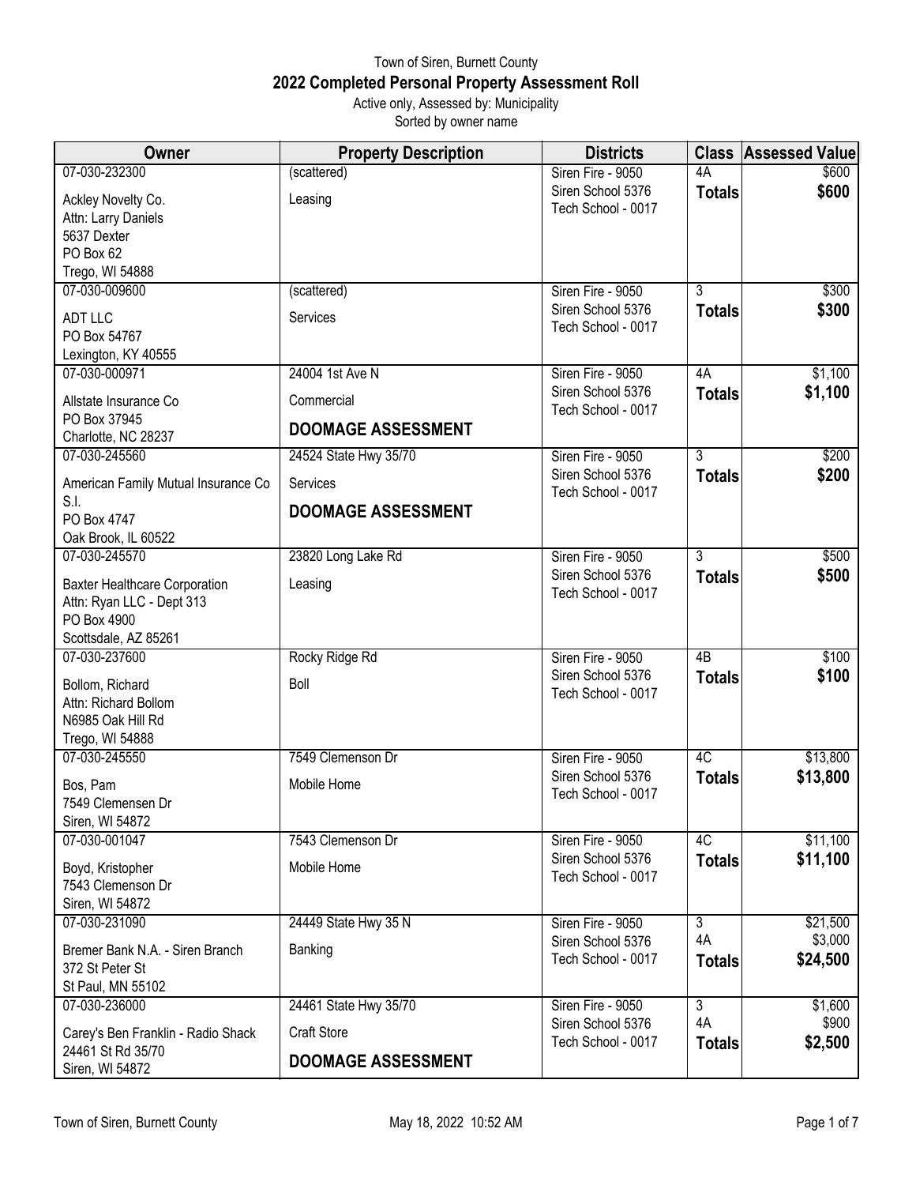Town of Siren, Burnett County

# 2022 Completed Personal Property Assessment Roll

Active only, Assessed by: Municipality

Sorted by owner name

| Owner | Property Description | Districts | Class | Assessed Value |
|---|---|---|---|---|
| 07-030-232300<br>Ackley Novelty Co.<br>Attn: Larry Daniels<br>5637 Dexter<br>PO Box 62<br>Trego, WI 54888 | (scattered)<br>Leasing | Siren Fire - 9050<br>Siren School 5376<br>Tech School - 0017 | 4A<br>**Totals** | $600<br>**$600** |
| 07-030-009600<br>ADT LLC<br>PO Box 54767<br>Lexington, KY 40555 | (scattered)<br>Services | Siren Fire - 9050<br>Siren School 5376<br>Tech School - 0017 | 3<br>**Totals** | $300<br>**$300** |
| 07-030-000971<br>Allstate Insurance Co<br>PO Box 37945<br>Charlotte, NC 28237 | 24004 1st Ave N<br>Commercial<br>**DOOMAGE ASSESSMENT** | Siren Fire - 9050<br>Siren School 5376<br>Tech School - 0017 | 4A<br>**Totals** | $1,100<br>**$1,100** |
| 07-030-245560<br>American Family Mutual Insurance Co S.I.<br>PO Box 4747<br>Oak Brook, IL 60522 | 24524 State Hwy 35/70<br>Services<br>**DOOMAGE ASSESSMENT** | Siren Fire - 9050<br>Siren School 5376<br>Tech School - 0017 | 3<br>**Totals** | $200<br>**$200** |
| 07-030-245570<br>Baxter Healthcare Corporation<br>Attn: Ryan LLC - Dept 313<br>PO Box 4900<br>Scottsdale, AZ 85261 | 23820 Long Lake Rd<br>Leasing | Siren Fire - 9050<br>Siren School 5376<br>Tech School - 0017 | 3<br>**Totals** | $500<br>**$500** |
| 07-030-237600<br>Bollom, Richard<br>Attn: Richard Bollom<br>N6985 Oak Hill Rd<br>Trego, WI 54888 | Rocky Ridge Rd<br>Boll | Siren Fire - 9050<br>Siren School 5376<br>Tech School - 0017 | 4B<br>**Totals** | $100<br>**$100** |
| 07-030-245550<br>Bos, Pam<br>7549 Clemensen Dr<br>Siren, WI 54872 | 7549 Clemenson Dr<br>Mobile Home | Siren Fire - 9050<br>Siren School 5376<br>Tech School - 0017 | 4C<br>**Totals** | $13,800<br>**$13,800** |
| 07-030-001047<br>Boyd, Kristopher<br>7543 Clemenson Dr<br>Siren, WI 54872 | 7543 Clemenson Dr<br>Mobile Home | Siren Fire - 9050<br>Siren School 5376<br>Tech School - 0017 | 4C<br>**Totals** | $11,100<br>**$11,100** |
| 07-030-231090<br>Bremer Bank N.A. - Siren Branch<br>372 St Peter St<br>St Paul, MN 55102 | 24449 State Hwy 35 N<br>Banking | Siren Fire - 9050<br>Siren School 5376<br>Tech School - 0017 | 3<br>4A<br>**Totals** | $21,500<br>$3,000<br>**$24,500** |
| 07-030-236000<br>Carey's Ben Franklin - Radio Shack<br>24461 St Rd 35/70<br>Siren, WI 54872 | 24461 State Hwy 35/70<br>Craft Store<br>**DOOMAGE ASSESSMENT** | Siren Fire - 9050<br>Siren School 5376<br>Tech School - 0017 | 3<br>4A<br>**Totals** | $1,600<br>$900<br>**$2,500** |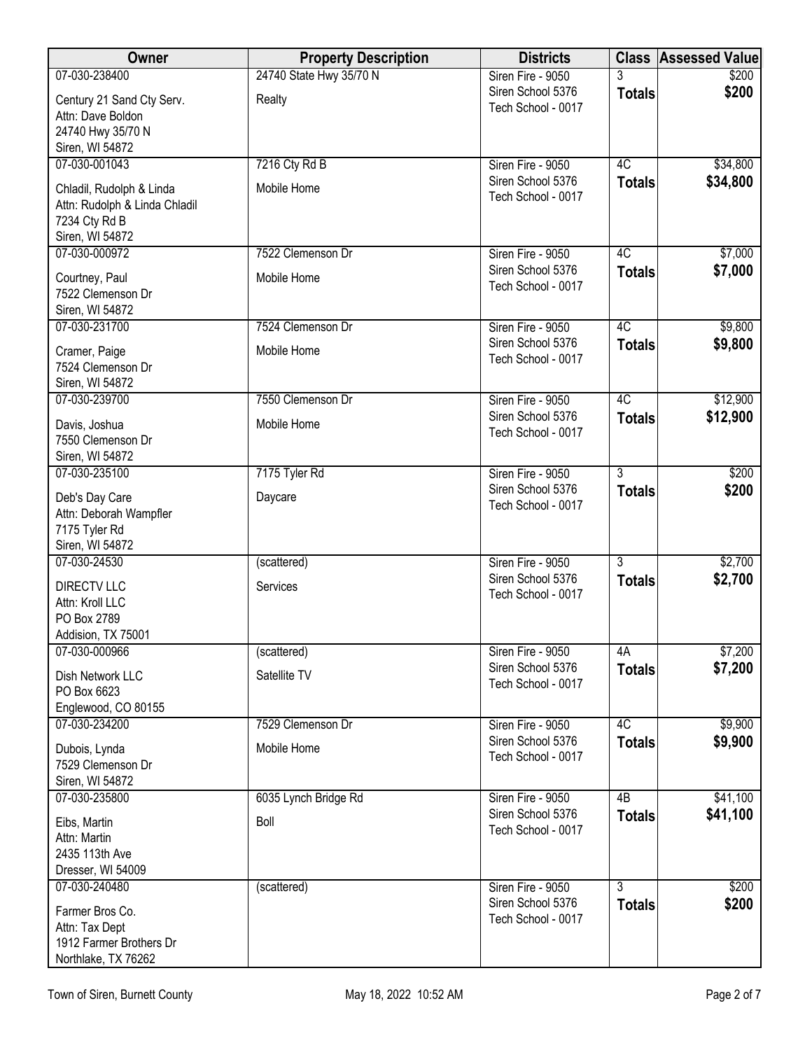| Owner | Property Description | Districts | Class | Assessed Value |
| --- | --- | --- | --- | --- |
| 07-030-238400<br>Century 21 Sand Cty Serv.<br>Attn: Dave Boldon<br>24740 Hwy 35/70 N<br>Siren, WI 54872 | 24740 State Hwy 35/70 N<br>Realty | Siren Fire - 9050<br>Siren School 5376<br>Tech School - 0017 | 3<br>**Totals** | $200<br>**$200** |
| 07-030-001043<br>Chladil, Rudolph & Linda<br>Attn: Rudolph & Linda Chladil<br>7234 Cty Rd B<br>Siren, WI 54872 | 7216 Cty Rd B<br>Mobile Home | Siren Fire - 9050<br>Siren School 5376<br>Tech School - 0017 | 4C<br>**Totals** | $34,800<br>**$34,800** |
| 07-030-000972<br>Courtney, Paul<br>7522 Clemenson Dr<br>Siren, WI 54872 | 7522 Clemenson Dr<br>Mobile Home | Siren Fire - 9050<br>Siren School 5376<br>Tech School - 0017 | 4C<br>**Totals** | $7,000<br>**$7,000** |
| 07-030-231700<br>Cramer, Paige<br>7524 Clemenson Dr<br>Siren, WI 54872 | 7524 Clemenson Dr<br>Mobile Home | Siren Fire - 9050<br>Siren School 5376<br>Tech School - 0017 | 4C<br>**Totals** | $9,800<br>**$9,800** |
| 07-030-239700<br>Davis, Joshua<br>7550 Clemenson Dr<br>Siren, WI 54872 | 7550 Clemenson Dr<br>Mobile Home | Siren Fire - 9050<br>Siren School 5376<br>Tech School - 0017 | 4C<br>**Totals** | $12,900<br>**$12,900** |
| 07-030-235100<br>Deb's Day Care<br>Attn: Deborah Wampfler<br>7175 Tyler Rd<br>Siren, WI 54872 | 7175 Tyler Rd<br>Daycare | Siren Fire - 9050<br>Siren School 5376<br>Tech School - 0017 | 3<br>**Totals** | $200<br>**$200** |
| 07-030-24530<br>DIRECTV LLC<br>Attn: Kroll LLC<br>PO Box 2789<br>Addision, TX 75001 | (scattered)<br>Services | Siren Fire - 9050<br>Siren School 5376<br>Tech School - 0017 | 3<br>**Totals** | $2,700<br>**$2,700** |
| 07-030-000966<br>Dish Network LLC<br>PO Box 6623<br>Englewood, CO 80155 | (scattered)<br>Satellite TV | Siren Fire - 9050<br>Siren School 5376<br>Tech School - 0017 | 4A<br>**Totals** | $7,200<br>**$7,200** |
| 07-030-234200<br>Dubois, Lynda<br>7529 Clemenson Dr<br>Siren, WI 54872 | 7529 Clemenson Dr<br>Mobile Home | Siren Fire - 9050<br>Siren School 5376<br>Tech School - 0017 | 4C<br>**Totals** | $9,900<br>**$9,900** |
| 07-030-235800<br>Eibs, Martin<br>Attn: Martin<br>2435 113th Ave<br>Dresser, WI 54009 | 6035 Lynch Bridge Rd<br>Boll | Siren Fire - 9050<br>Siren School 5376<br>Tech School - 0017 | 4B<br>**Totals** | $41,100<br>**$41,100** |
| 07-030-240480<br>Farmer Bros Co.<br>Attn: Tax Dept<br>1912 Farmer Brothers Dr<br>Northlake, TX 76262 | (scattered) | Siren Fire - 9050<br>Siren School 5376<br>Tech School - 0017 | 3<br>**Totals** | $200<br>**$200** |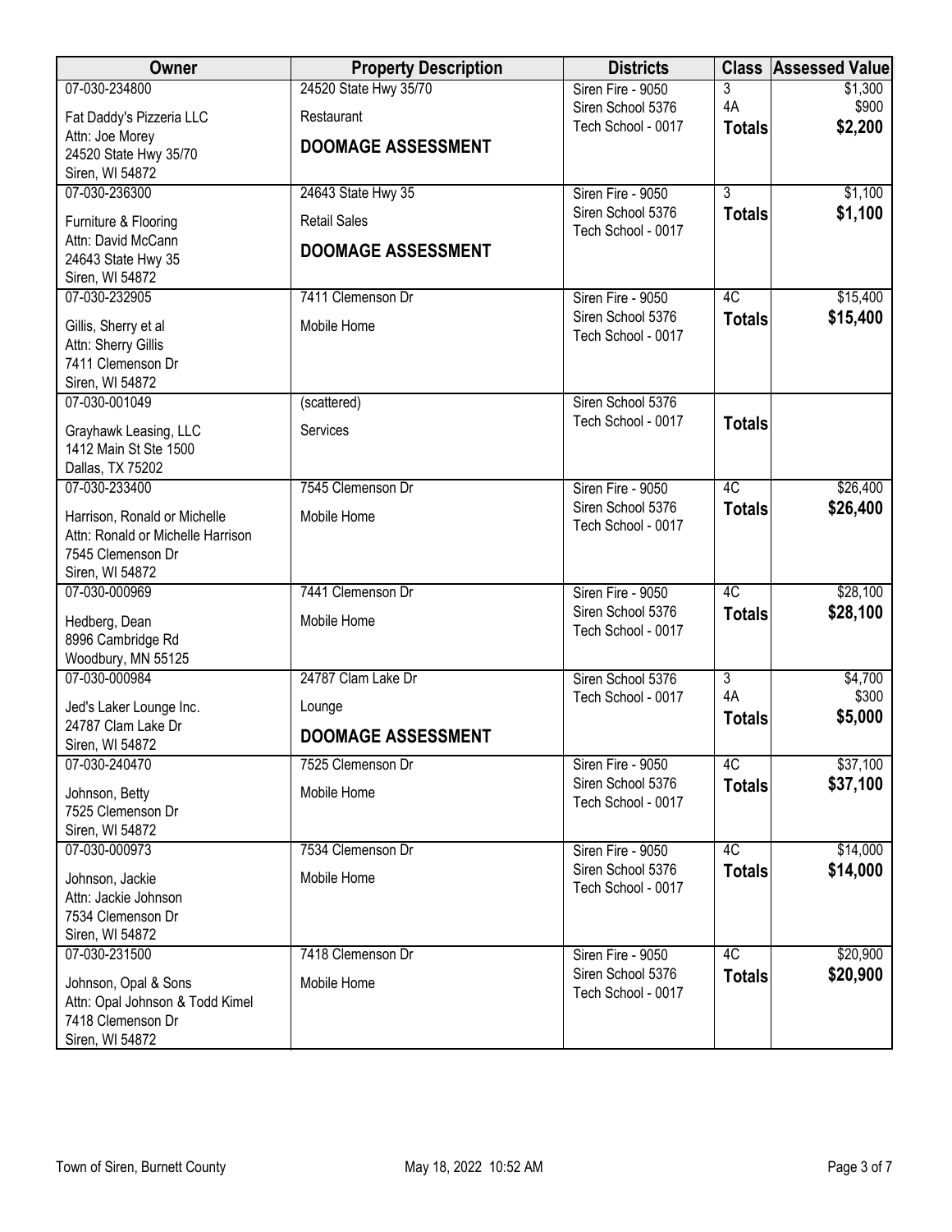| Owner | Property Description | Districts | Class | Assessed Value |
|---|---|---|---|---|
| 07-030-234800<br>Fat Daddy's Pizzeria LLC<br>Attn: Joe Morey<br>24520 State Hwy 35/70<br>Siren, WI 54872 | 24520 State Hwy 35/70<br>Restaurant<br>**DOOMAGE ASSESSMENT** | Siren Fire - 9050<br>Siren School 5376<br>Tech School - 0017 | 3<br>4A<br>**Totals** | \$1,300<br>\$900<br>**\$2,200** |
| 07-030-236300<br>Furniture & Flooring<br>Attn: David McCann<br>24643 State Hwy 35<br>Siren, WI 54872 | 24643 State Hwy 35<br>Retail Sales<br>**DOOMAGE ASSESSMENT** | Siren Fire - 9050<br>Siren School 5376<br>Tech School - 0017 | 3<br>**Totals** | \$1,100<br>**\$1,100** |
| 07-030-232905<br>Gillis, Sherry et al<br>Attn: Sherry Gillis<br>7411 Clemenson Dr<br>Siren, WI 54872 | 7411 Clemenson Dr<br>Mobile Home | Siren Fire - 9050<br>Siren School 5376<br>Tech School - 0017 | 4C<br>**Totals** | \$15,400<br>**\$15,400** |
| 07-030-001049<br>Grayhawk Leasing, LLC<br>1412 Main St Ste 1500<br>Dallas, TX 75202 | (scattered)<br>Services | Siren School 5376<br>Tech School - 0017 | **Totals** | |
| 07-030-233400<br>Harrison, Ronald or Michelle<br>Attn: Ronald or Michelle Harrison<br>7545 Clemenson Dr<br>Siren, WI 54872 | 7545 Clemenson Dr<br>Mobile Home | Siren Fire - 9050<br>Siren School 5376<br>Tech School - 0017 | 4C<br>**Totals** | \$26,400<br>**\$26,400** |
| 07-030-000969<br>Hedberg, Dean<br>8996 Cambridge Rd<br>Woodbury, MN 55125 | 7441 Clemenson Dr<br>Mobile Home | Siren Fire - 9050<br>Siren School 5376<br>Tech School - 0017 | 4C<br>**Totals** | \$28,100<br>**\$28,100** |
| 07-030-000984<br>Jed's Laker Lounge Inc.<br>24787 Clam Lake Dr<br>Siren, WI 54872 | 24787 Clam Lake Dr<br>Lounge<br>**DOOMAGE ASSESSMENT** | Siren School 5376<br>Tech School - 0017 | 3<br>4A<br>**Totals** | \$4,700<br>\$300<br>**\$5,000** |
| 07-030-240470<br>Johnson, Betty<br>7525 Clemenson Dr<br>Siren, WI 54872 | 7525 Clemenson Dr<br>Mobile Home | Siren Fire - 9050<br>Siren School 5376<br>Tech School - 0017 | 4C<br>**Totals** | \$37,100<br>**\$37,100** |
| 07-030-000973<br>Johnson, Jackie<br>Attn: Jackie Johnson<br>7534 Clemenson Dr<br>Siren, WI 54872 | 7534 Clemenson Dr<br>Mobile Home | Siren Fire - 9050<br>Siren School 5376<br>Tech School - 0017 | 4C<br>**Totals** | \$14,000<br>**\$14,000** |
| 07-030-231500<br>Johnson, Opal & Sons<br>Attn: Opal Johnson & Todd Kimel<br>7418 Clemenson Dr<br>Siren, WI 54872 | 7418 Clemenson Dr<br>Mobile Home | Siren Fire - 9050<br>Siren School 5376<br>Tech School - 0017 | 4C<br>**Totals** | \$20,900<br>**\$20,900** |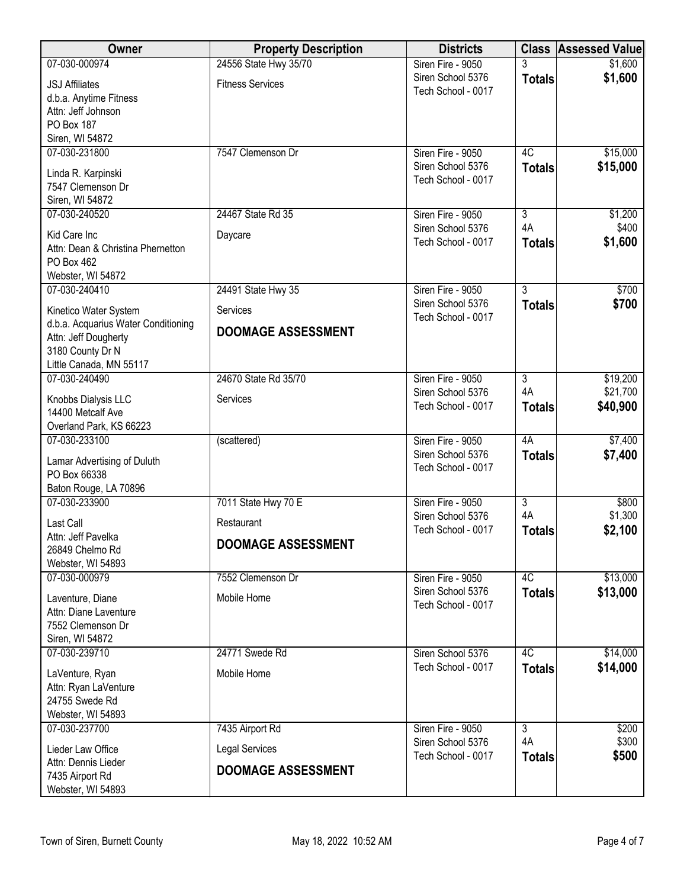| Owner | Property Description | Districts | Class | Assessed Value |
|---|---|---|---|---|
| 07-030-000974<br>JSJ Affiliates<br>d.b.a. Anytime Fitness<br>Attn: Jeff Johnson<br>PO Box 187<br>Siren, WI 54872 | 24556 State Hwy 35/70<br>Fitness Services | Siren Fire - 9050<br>Siren School 5376<br>Tech School - 0017 | 3<br>**Totals** | $1,600<br>**$1,600** |
| 07-030-231800<br>Linda R. Karpinski<br>7547 Clemenson Dr<br>Siren, WI 54872 | 7547 Clemenson Dr | Siren Fire - 9050<br>Siren School 5376<br>Tech School - 0017 | 4C<br>**Totals** | $15,000<br>**$15,000** |
| 07-030-240520<br>Kid Care Inc<br>Attn: Dean & Christina Phernetton<br>PO Box 462<br>Webster, WI 54872 | 24467 State Rd 35<br>Daycare | Siren Fire - 9050<br>Siren School 5376<br>Tech School - 0017 | 3<br>4A<br>**Totals** | $1,200<br>$400<br>**$1,600** |
| 07-030-240410<br>Kinetico Water System<br>d.b.a. Acquarius Water Conditioning<br>Attn: Jeff Dougherty<br>3180 County Dr N<br>Little Canada, MN 55117 | 24491 State Hwy 35<br>Services<br>**DOOMAGE ASSESSMENT** | Siren Fire - 9050<br>Siren School 5376<br>Tech School - 0017 | 3<br>**Totals** | $700<br>**$700** |
| 07-030-240490<br>Knobbs Dialysis LLC<br>14400 Metcalf Ave<br>Overland Park, KS 66223 | 24670 State Rd 35/70<br>Services | Siren Fire - 9050<br>Siren School 5376<br>Tech School - 0017 | 3<br>4A<br>**Totals** | $19,200<br>$21,700<br>**$40,900** |
| 07-030-233100<br>Lamar Advertising of Duluth<br>PO Box 66338<br>Baton Rouge, LA 70896 | (scattered) | Siren Fire - 9050<br>Siren School 5376<br>Tech School - 0017 | 4A<br>**Totals** | $7,400<br>**$7,400** |
| 07-030-233900<br>Last Call<br>Attn: Jeff Pavelka<br>26849 Chelmo Rd<br>Webster, WI 54893 | 7011 State Hwy 70 E<br>Restaurant<br>**DOOMAGE ASSESSMENT** | Siren Fire - 9050<br>Siren School 5376<br>Tech School - 0017 | 3<br>4A<br>**Totals** | $800<br>$1,300<br>**$2,100** |
| 07-030-000979<br>Laventure, Diane<br>Attn: Diane Laventure<br>7552 Clemenson Dr<br>Siren, WI 54872 | 7552 Clemenson Dr<br>Mobile Home | Siren Fire - 9050<br>Siren School 5376<br>Tech School - 0017 | 4C<br>**Totals** | $13,000<br>**$13,000** |
| 07-030-239710<br>LaVenture, Ryan<br>Attn: Ryan LaVenture<br>24755 Swede Rd<br>Webster, WI 54893 | 24771 Swede Rd<br>Mobile Home | Siren School 5376<br>Tech School - 0017 | 4C<br>**Totals** | $14,000<br>**$14,000** |
| 07-030-237700<br>Lieder Law Office<br>Attn: Dennis Lieder<br>7435 Airport Rd<br>Webster, WI 54893 | 7435 Airport Rd<br>Legal Services<br>**DOOMAGE ASSESSMENT** | Siren Fire - 9050<br>Siren School 5376<br>Tech School - 0017 | 3<br>4A<br>**Totals** | $200<br>$300<br>**$500** |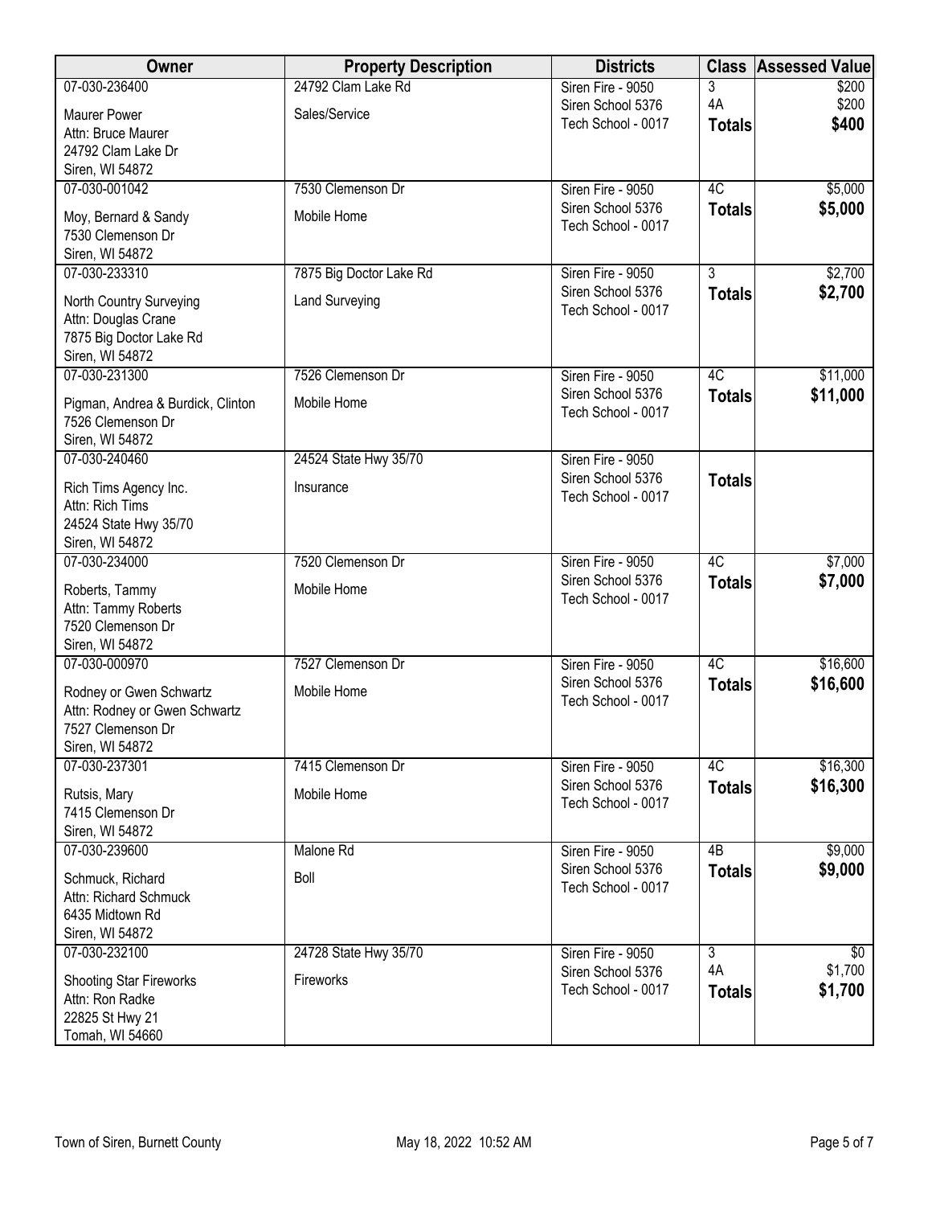| Owner | Property Description | Districts | Class | Assessed Value |
|---|---|---|---|---|
| 07-030-236400<br>Maurer Power<br>Attn: Bruce Maurer<br>24792 Clam Lake Dr<br>Siren, WI 54872 | 24792 Clam Lake Rd<br>Sales/Service | Siren Fire - 9050<br>Siren School 5376<br>Tech School - 0017 | 3<br>4A<br>**Totals** | $200<br>$200<br>**$400** |
| 07-030-001042<br>Moy, Bernard & Sandy<br>7530 Clemenson Dr<br>Siren, WI 54872 | 7530 Clemenson Dr<br>Mobile Home | Siren Fire - 9050<br>Siren School 5376<br>Tech School - 0017 | 4C<br>**Totals** | $5,000<br>**$5,000** |
| 07-030-233310<br>North Country Surveying<br>Attn: Douglas Crane<br>7875 Big Doctor Lake Rd<br>Siren, WI 54872 | 7875 Big Doctor Lake Rd<br>Land Surveying | Siren Fire - 9050<br>Siren School 5376<br>Tech School - 0017 | 3<br>**Totals** | $2,700<br>**$2,700** |
| 07-030-231300<br>Pigman, Andrea & Burdick, Clinton<br>7526 Clemenson Dr<br>Siren, WI 54872 | 7526 Clemenson Dr<br>Mobile Home | Siren Fire - 9050<br>Siren School 5376<br>Tech School - 0017 | 4C<br>**Totals** | $11,000<br>**$11,000** |
| 07-030-240460<br>Rich Tims Agency Inc.<br>Attn: Rich Tims<br>24524 State Hwy 35/70<br>Siren, WI 54872 | 24524 State Hwy 35/70<br>Insurance | Siren Fire - 9050<br>Siren School 5376<br>Tech School - 0017 | **Totals** | |
| 07-030-234000<br>Roberts, Tammy<br>Attn: Tammy Roberts<br>7520 Clemenson Dr<br>Siren, WI 54872 | 7520 Clemenson Dr<br>Mobile Home | Siren Fire - 9050<br>Siren School 5376<br>Tech School - 0017 | 4C<br>**Totals** | $7,000<br>**$7,000** |
| 07-030-000970<br>Rodney or Gwen Schwartz<br>Attn: Rodney or Gwen Schwartz<br>7527 Clemenson Dr<br>Siren, WI 54872 | 7527 Clemenson Dr<br>Mobile Home | Siren Fire - 9050<br>Siren School 5376<br>Tech School - 0017 | 4C<br>**Totals** | $16,600<br>**$16,600** |
| 07-030-237301<br>Rutsis, Mary<br>7415 Clemenson Dr<br>Siren, WI 54872 | 7415 Clemenson Dr<br>Mobile Home | Siren Fire - 9050<br>Siren School 5376<br>Tech School - 0017 | 4C<br>**Totals** | $16,300<br>**$16,300** |
| 07-030-239600<br>Schmuck, Richard<br>Attn: Richard Schmuck<br>6435 Midtown Rd<br>Siren, WI 54872 | Malone Rd<br>Boll | Siren Fire - 9050<br>Siren School 5376<br>Tech School - 0017 | 4B<br>**Totals** | $9,000<br>**$9,000** |
| 07-030-232100<br>Shooting Star Fireworks<br>Attn: Ron Radke<br>22825 St Hwy 21<br>Tomah, WI 54660 | 24728 State Hwy 35/70<br>Fireworks | Siren Fire - 9050<br>Siren School 5376<br>Tech School - 0017 | 3<br>4A<br>**Totals** | $0<br>$1,700<br>**$1,700** |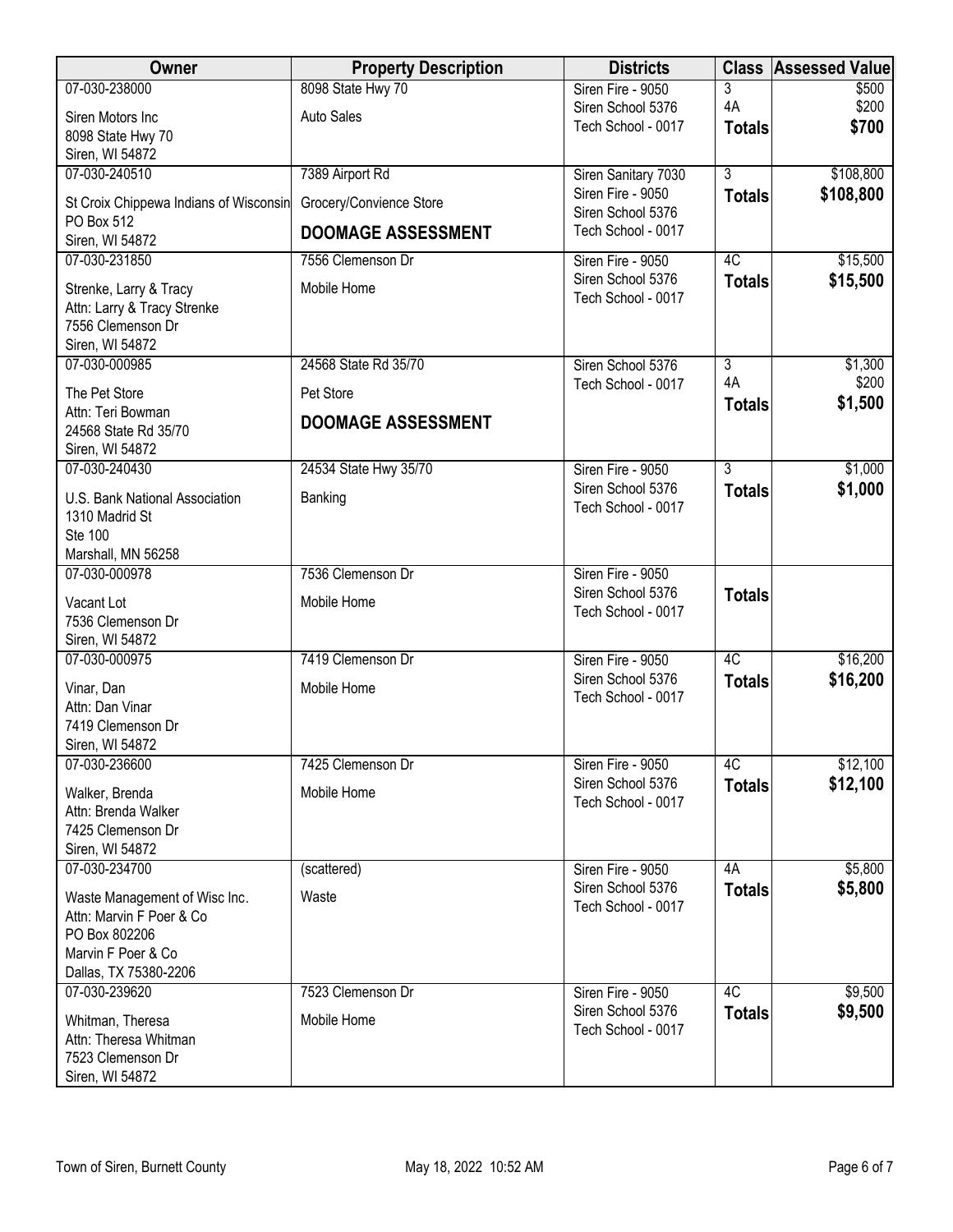| Owner | Property Description | Districts | Class | Assessed Value |
|---|---|---|---|---|
| 07-030-238000<br>Siren Motors Inc<br>8098 State Hwy 70<br>Siren, WI 54872 | 8098 State Hwy 70<br>Auto Sales | Siren Fire - 9050<br>Siren School 5376<br>Tech School - 0017 | 3<br>4A<br>**Totals** | $500<br>$200<br>**$700** |
| 07-030-240510<br>St Croix Chippewa Indians of Wisconsin<br>PO Box 512<br>Siren, WI 54872 | 7389 Airport Rd<br>Grocery/Convience Store<br>**DOOMAGE ASSESSMENT** | Siren Sanitary 7030<br>Siren Fire - 9050<br>Siren School 5376<br>Tech School - 0017 | 3<br>**Totals** | $108,800<br>**$108,800** |
| 07-030-231850<br>Strenke, Larry & Tracy<br>Attn: Larry & Tracy Strenke<br>7556 Clemenson Dr<br>Siren, WI 54872 | 7556 Clemenson Dr<br>Mobile Home | Siren Fire - 9050<br>Siren School 5376<br>Tech School - 0017 | 4C<br>**Totals** | $15,500<br>**$15,500** |
| 07-030-000985<br>The Pet Store<br>Attn: Teri Bowman<br>24568 State Rd 35/70<br>Siren, WI 54872 | 24568 State Rd 35/70<br>Pet Store<br>**DOOMAGE ASSESSMENT** | Siren School 5376<br>Tech School - 0017 | 3<br>4A<br>**Totals** | $1,300<br>$200<br>**$1,500** |
| 07-030-240430<br>U.S. Bank National Association<br>1310 Madrid St<br>Ste 100<br>Marshall, MN 56258 | 24534 State Hwy 35/70<br>Banking | Siren Fire - 9050<br>Siren School 5376<br>Tech School - 0017 | 3<br>**Totals** | $1,000<br>**$1,000** |
| 07-030-000978<br>Vacant Lot<br>7536 Clemenson Dr<br>Siren, WI 54872 | 7536 Clemenson Dr<br>Mobile Home | Siren Fire - 9050<br>Siren School 5376<br>Tech School - 0017 | **Totals** | |
| 07-030-000975<br>Vinar, Dan<br>Attn: Dan Vinar<br>7419 Clemenson Dr<br>Siren, WI 54872 | 7419 Clemenson Dr<br>Mobile Home | Siren Fire - 9050<br>Siren School 5376<br>Tech School - 0017 | 4C<br>**Totals** | $16,200<br>**$16,200** |
| 07-030-236600<br>Walker, Brenda<br>Attn: Brenda Walker<br>7425 Clemenson Dr<br>Siren, WI 54872 | 7425 Clemenson Dr<br>Mobile Home | Siren Fire - 9050<br>Siren School 5376<br>Tech School - 0017 | 4C<br>**Totals** | $12,100<br>**$12,100** |
| 07-030-234700<br>Waste Management of Wisc Inc.<br>Attn: Marvin F Poer & Co<br>PO Box 802206<br>Marvin F Poer & Co<br>Dallas, TX 75380-2206 | (scattered)<br>Waste | Siren Fire - 9050<br>Siren School 5376<br>Tech School - 0017 | 4A<br>**Totals** | $5,800<br>**$5,800** |
| 07-030-239620<br>Whitman, Theresa<br>Attn: Theresa Whitman<br>7523 Clemenson Dr<br>Siren, WI 54872 | 7523 Clemenson Dr<br>Mobile Home | Siren Fire - 9050<br>Siren School 5376<br>Tech School - 0017 | 4C<br>**Totals** | $9,500<br>**$9,500** |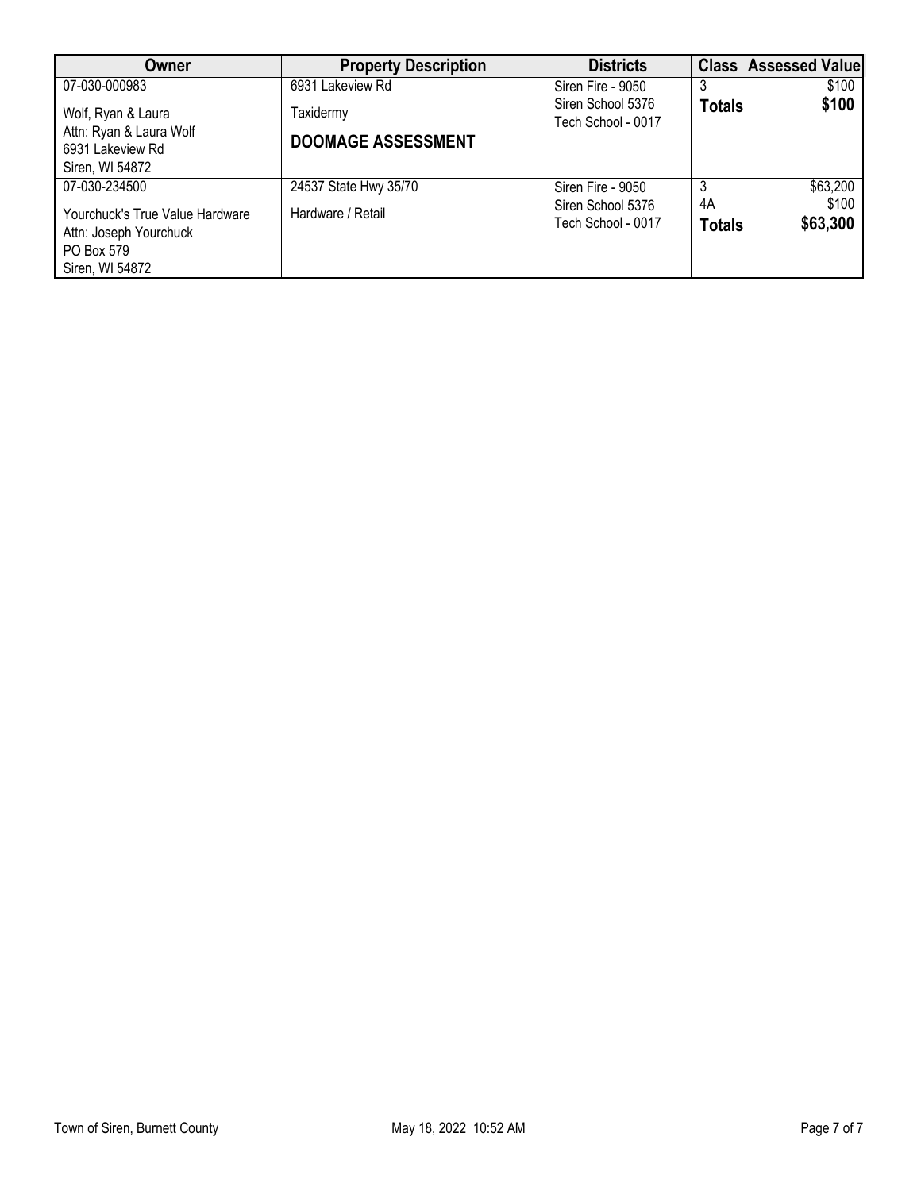| Owner | Property Description | Districts | Class | Assessed Value |
|---|---|---|---|---|
| 07-030-000983<br>Wolf, Ryan & Laura<br>Attn: Ryan & Laura Wolf<br>6931 Lakeview Rd<br>Siren, WI 54872 | 6931 Lakeview Rd<br>Taxidermy<br>**DOOMAGE ASSESSMENT** | Siren Fire - 9050<br>Siren School 5376<br>Tech School - 0017 | 3<br>**Totals** | $100<br>**$100** |
| 07-030-234500<br>Yourchuck's True Value Hardware<br>Attn: Joseph Yourchuck<br>PO Box 579<br>Siren, WI 54872 | 24537 State Hwy 35/70<br>Hardware / Retail | Siren Fire - 9050<br>Siren School 5376<br>Tech School - 0017 | 3<br>4A<br>**Totals** | $63,200<br>$100<br>**$63,300** |